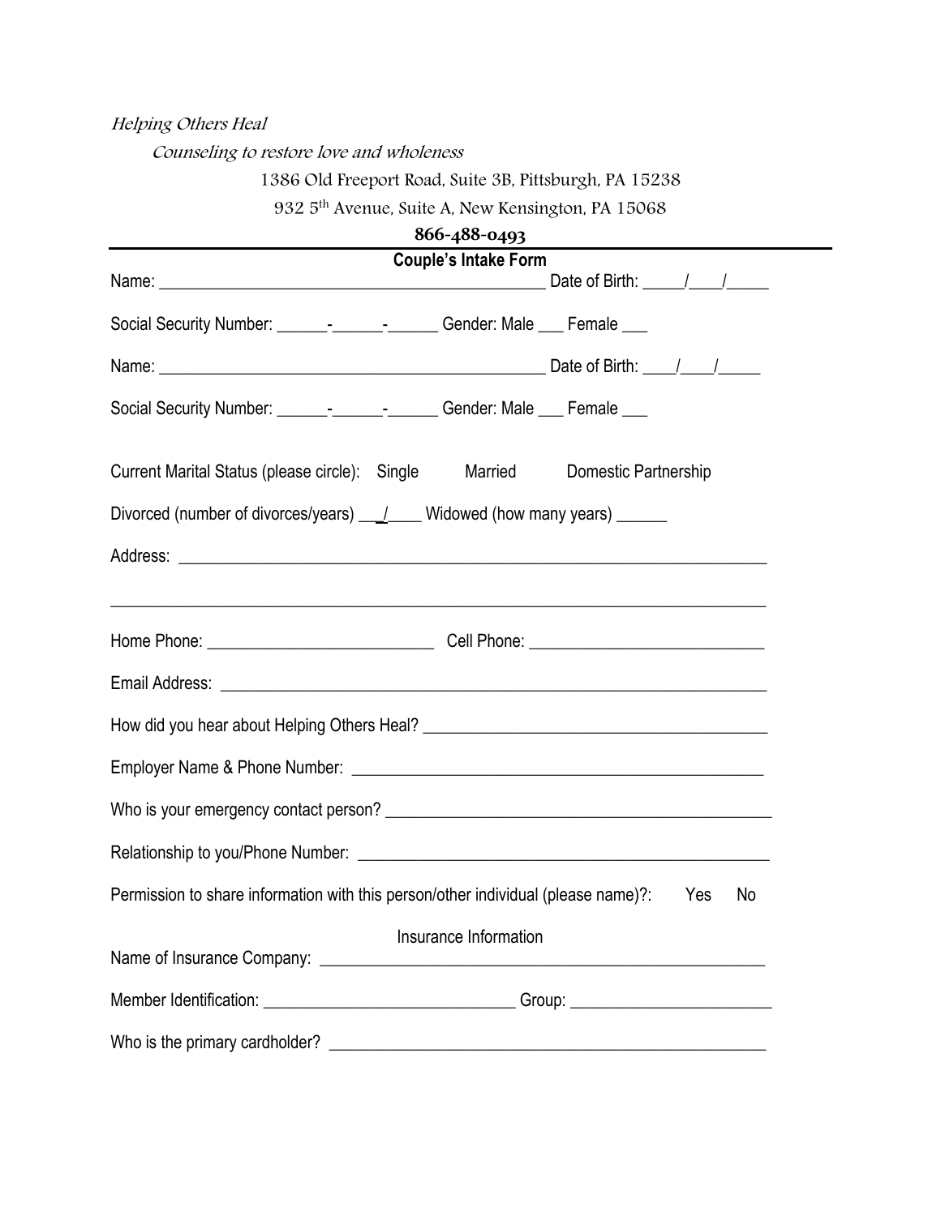*Helping Others Heal*

*Counseling to restore love and wholeness*

1386 Old Freeport Road, Suite 3B, Pittsburgh, PA 15238

932 5th Avenue, Suite A, New Kensington, PA 15068

**866-488-0493**

---

## Couple's Intake Form

Name: _______________________________________________ Date of Birth: _____/____/_____

Social Security Number: ______-______-______ Gender: Male ___ Female ___

Name: _______________________________________________ Date of Birth: ____/____/_____

Social Security Number: ______-______-______ Gender: Male ___ Female ___

Current Marital Status (please circle): Single Married Domestic Partnership

Divorced (number of divorces/years) ___/____ Widowed (how many years) ______

Address: ______________________________________________________________________

______________________________________________________________________________

Home Phone: ___________________________ Cell Phone: ___________________________

Email Address: _________________________________________________________________

How did you hear about Helping Others Heal? ________________________________________

Employer Name & Phone Number: _________________________________________________

Who is your emergency contact person? ______________________________________________

Relationship to you/Phone Number: _________________________________________________

Permission to share information with this person/other individual (please name)?: Yes No

### Insurance Information

Name of Insurance Company: _____________________________________________________

Member Identification: ______________________________ Group: ________________________

Who is the primary cardholder? ___________________________________________________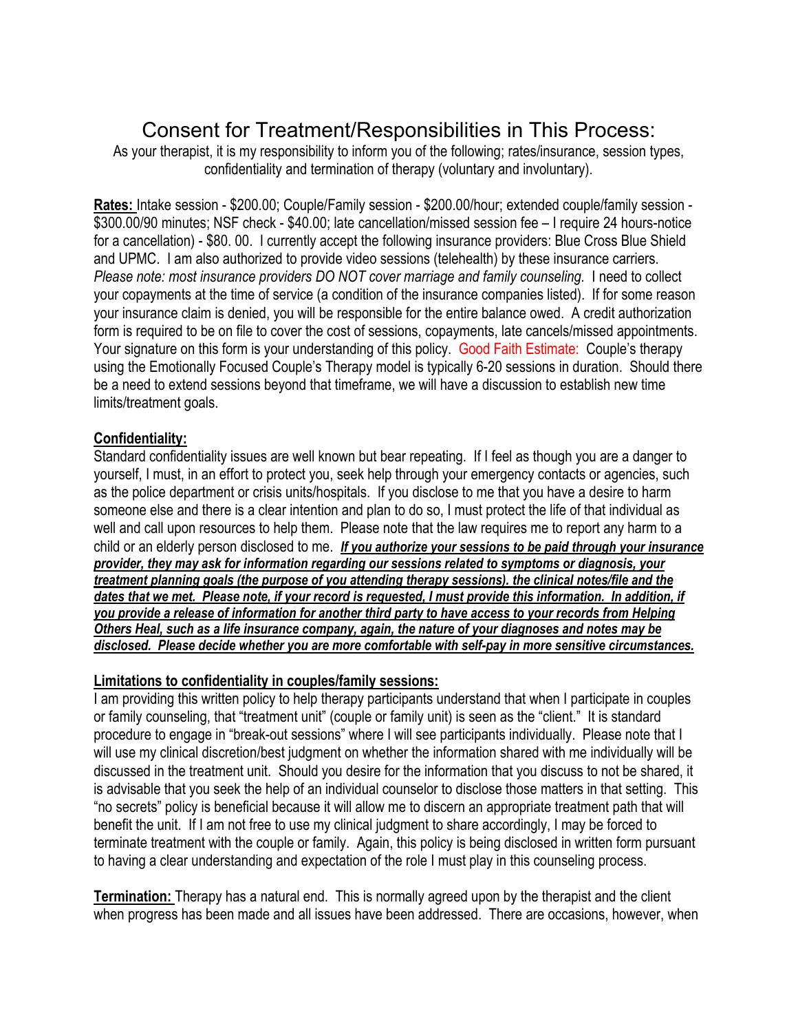# Consent for Treatment/Responsibilities in This Process:

As your therapist, it is my responsibility to inform you of the following; rates/insurance, session types, confidentiality and termination of therapy (voluntary and involuntary).

**Rates:** Intake session - $200.00; Couple/Family session - $200.00/hour; extended couple/family session - $300.00/90 minutes; NSF check - $40.00; late cancellation/missed session fee – I require 24 hours-notice for a cancellation) - $80. 00. I currently accept the following insurance providers: Blue Cross Blue Shield and UPMC. I am also authorized to provide video sessions (telehealth) by these insurance carriers. *Please note: most insurance providers DO NOT cover marriage and family counseling.* I need to collect your copayments at the time of service (a condition of the insurance companies listed). If for some reason your insurance claim is denied, you will be responsible for the entire balance owed. A credit authorization form is required to be on file to cover the cost of sessions, copayments, late cancels/missed appointments. Your signature on this form is your understanding of this policy. Good Faith Estimate: Couple's therapy using the Emotionally Focused Couple's Therapy model is typically 6-20 sessions in duration. Should there be a need to extend sessions beyond that timeframe, we will have a discussion to establish new time limits/treatment goals.

**Confidentiality:**

Standard confidentiality issues are well known but bear repeating. If I feel as though you are a danger to yourself, I must, in an effort to protect you, seek help through your emergency contacts or agencies, such as the police department or crisis units/hospitals. If you disclose to me that you have a desire to harm someone else and there is a clear intention and plan to do so, I must protect the life of that individual as well and call upon resources to help them. Please note that the law requires me to report any harm to a child or an elderly person disclosed to me. ***If you authorize your sessions to be paid through your insurance provider, they may ask for information regarding our sessions related to symptoms or diagnosis, your treatment planning goals (the purpose of you attending therapy sessions). the clinical notes/file and the dates that we met. Please note, if your record is requested, I must provide this information. In addition, if you provide a release of information for another third party to have access to your records from Helping Others Heal, such as a life insurance company, again, the nature of your diagnoses and notes may be disclosed. Please decide whether you are more comfortable with self-pay in more sensitive circumstances.***

**Limitations to confidentiality in couples/family sessions:**

I am providing this written policy to help therapy participants understand that when I participate in couples or family counseling, that "treatment unit" (couple or family unit) is seen as the "client." It is standard procedure to engage in "break-out sessions" where I will see participants individually. Please note that I will use my clinical discretion/best judgment on whether the information shared with me individually will be discussed in the treatment unit. Should you desire for the information that you discuss to not be shared, it is advisable that you seek the help of an individual counselor to disclose those matters in that setting. This "no secrets" policy is beneficial because it will allow me to discern an appropriate treatment path that will benefit the unit. If I am not free to use my clinical judgment to share accordingly, I may be forced to terminate treatment with the couple or family. Again, this policy is being disclosed in written form pursuant to having a clear understanding and expectation of the role I must play in this counseling process.

**Termination:** Therapy has a natural end. This is normally agreed upon by the therapist and the client when progress has been made and all issues have been addressed. There are occasions, however, when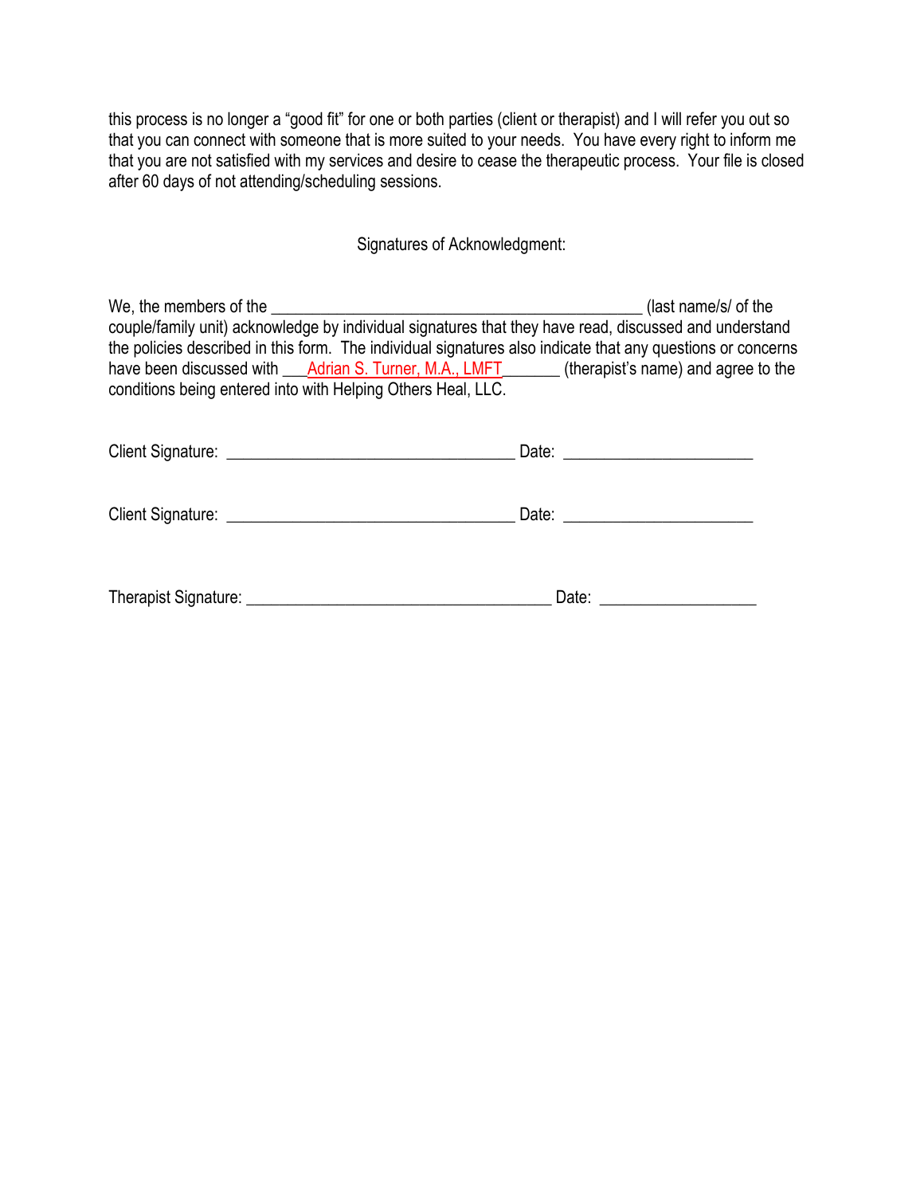this process is no longer a "good fit" for one or both parties (client or therapist) and I will refer you out so that you can connect with someone that is more suited to your needs. You have every right to inform me that you are not satisfied with my services and desire to cease the therapeutic process. Your file is closed after 60 days of not attending/scheduling sessions.

Signatures of Acknowledgment:

We, the members of the _____________________________________________ (last name/s/ of the couple/family unit) acknowledge by individual signatures that they have read, discussed and understand the policies described in this form. The individual signatures also indicate that any questions or concerns have been discussed with ___Adrian S. Turner, M.A., LMFT_______ (therapist's name) and agree to the conditions being entered into with Helping Others Heal, LLC.

Client Signature: __________________________________ Date: ______________________

Client Signature: __________________________________ Date: ______________________

Therapist Signature: ____________________________________ Date: ___________________